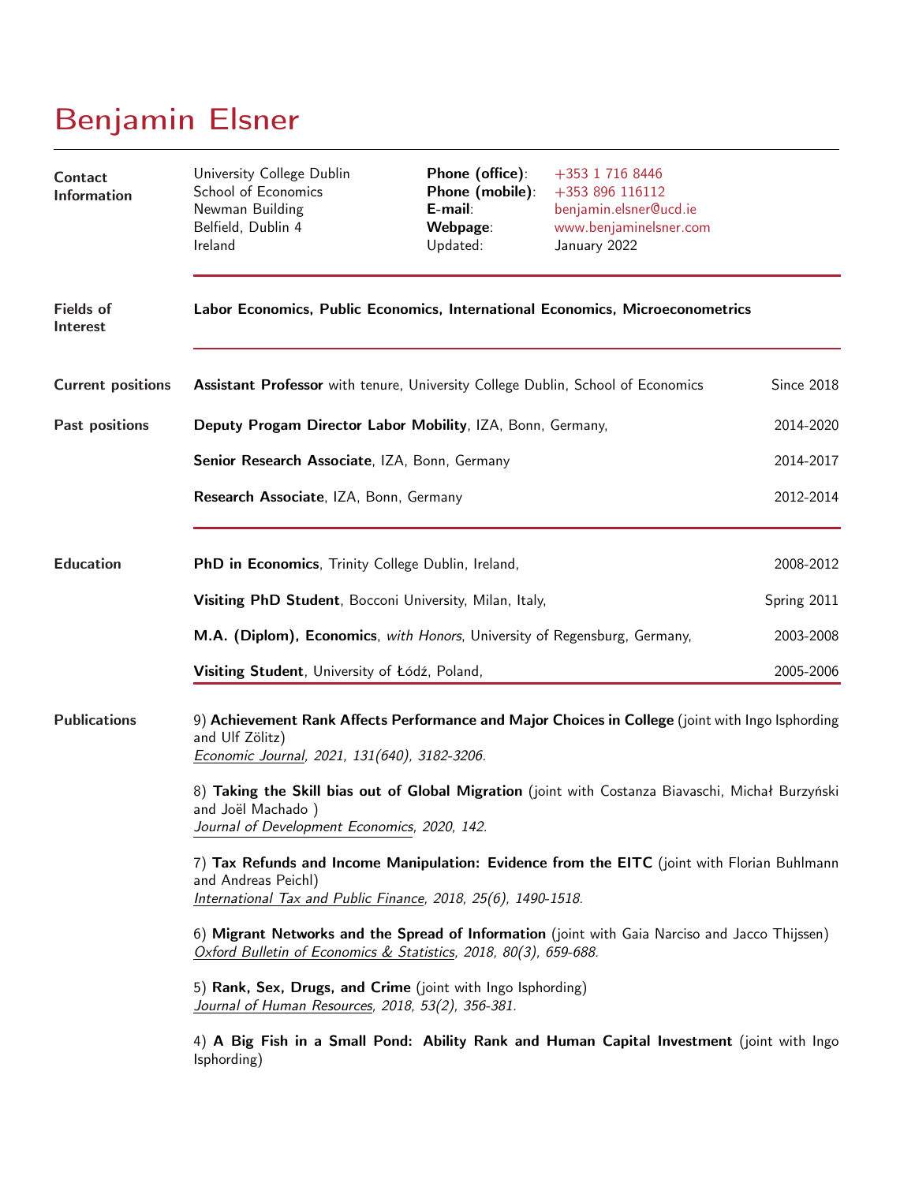# Benjamin Elsner

## Contact Information

University College Dublin
School of Economics
Newman Building
Belfield, Dublin 4
Ireland

**Phone (office)**: +353 1 716 8446
**Phone (mobile)**: +353 896 116112
**E-mail**: benjamin.elsner@ucd.ie
**Webpage**: www.benjaminelsner.com
Updated: January 2022

## Fields of Interest

**Labor Economics, Public Economics, International Economics, Microeconometrics**

## Current positions

**Assistant Professor** with tenure, University College Dublin, School of Economics — Since 2018

## Past positions

**Deputy Progam Director Labor Mobility**, IZA, Bonn, Germany, — 2014-2020

**Senior Research Associate**, IZA, Bonn, Germany — 2014-2017

**Research Associate**, IZA, Bonn, Germany — 2012-2014

## Education

**PhD in Economics**, Trinity College Dublin, Ireland, — 2008-2012

**Visiting PhD Student**, Bocconi University, Milan, Italy, — Spring 2011

**M.A. (Diplom), Economics**, *with Honors*, University of Regensburg, Germany, — 2003-2008

**Visiting Student**, University of Łódź, Poland, — 2005-2006

## Publications

9) **Achievement Rank Affects Performance and Major Choices in College** (joint with Ingo Isphording and Ulf Zölitz)
*Economic Journal, 2021, 131(640), 3182-3206.*

8) **Taking the Skill bias out of Global Migration** (joint with Costanza Biavaschi, Michał Burzyński and Joël Machado )
*Journal of Development Economics, 2020, 142.*

7) **Tax Refunds and Income Manipulation: Evidence from the EITC** (joint with Florian Buhlmann and Andreas Peichl)
*International Tax and Public Finance, 2018, 25(6), 1490-1518.*

6) **Migrant Networks and the Spread of Information** (joint with Gaia Narciso and Jacco Thijssen)
*Oxford Bulletin of Economics & Statistics, 2018, 80(3), 659-688.*

5) **Rank, Sex, Drugs, and Crime** (joint with Ingo Isphording)
*Journal of Human Resources, 2018, 53(2), 356-381.*

4) **A Big Fish in a Small Pond: Ability Rank and Human Capital Investment** (joint with Ingo Isphording)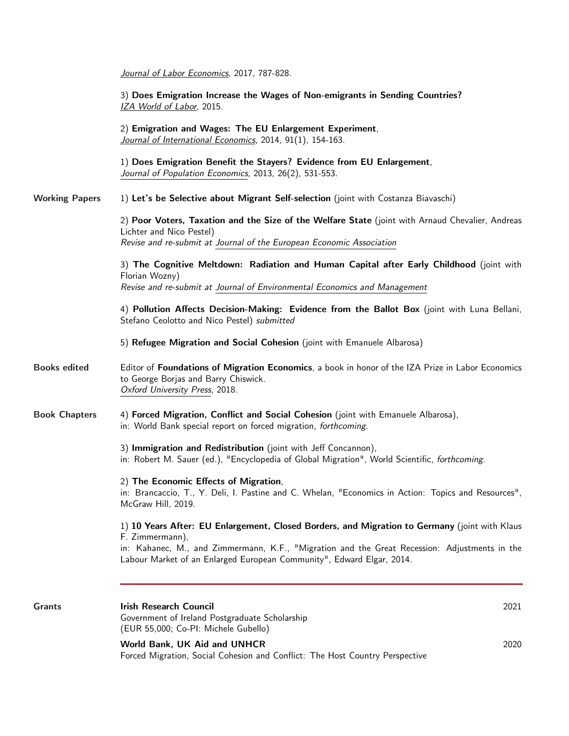*Journal of Labor Economics*, 2017, 787-828.

3) **Does Emigration Increase the Wages of Non-emigrants in Sending Countries?**
*IZA World of Labor*, 2015.

2) **Emigration and Wages: The EU Enlargement Experiment**,
*Journal of International Economics*, 2014, 91(1), 154-163.

1) **Does Emigration Benefit the Stayers? Evidence from EU Enlargement**,
*Journal of Population Economics*, 2013, 26(2), 531-553.

## Working Papers

1) **Let's be Selective about Migrant Self-selection** (joint with Costanza Biavaschi)

2) **Poor Voters, Taxation and the Size of the Welfare State** (joint with Arnaud Chevalier, Andreas Lichter and Nico Pestel)
*Revise and re-submit at Journal of the European Economic Association*

3) **The Cognitive Meltdown: Radiation and Human Capital after Early Childhood** (joint with Florian Wozny)
*Revise and re-submit at Journal of Environmental Economics and Management*

4) **Pollution Affects Decision-Making: Evidence from the Ballot Box** (joint with Luna Bellani, Stefano Ceolotto and Nico Pestel) *submitted*

5) **Refugee Migration and Social Cohesion** (joint with Emanuele Albarosa)

## Books edited

Editor of **Foundations of Migration Economics**, a book in honor of the IZA Prize in Labor Economics to George Borjas and Barry Chiswick.
*Oxford University Press*, 2018.

## Book Chapters

4) **Forced Migration, Conflict and Social Cohesion** (joint with Emanuele Albarosa),
in: World Bank special report on forced migration, *forthcoming*.

3) **Immigration and Redistribution** (joint with Jeff Concannon),
in: Robert M. Sauer (ed.), "Encyclopedia of Global Migration", World Scientific, *forthcoming*.

2) **The Economic Effects of Migration**,
in: Brancaccio, T., Y. Deli, I. Pastine and C. Whelan, "Economics in Action: Topics and Resources", McGraw Hill, 2019.

1) **10 Years After: EU Enlargement, Closed Borders, and Migration to Germany** (joint with Klaus F. Zimmermann),
in: Kahanec, M., and Zimmermann, K.F., "Migration and the Great Recession: Adjustments in the Labour Market of an Enlarged European Community", Edward Elgar, 2014.

---

## Grants

**Irish Research Council** — 2021
Government of Ireland Postgraduate Scholarship
(EUR 55,000; Co-PI: Michele Gubello)

**World Bank, UK Aid and UNHCR** — 2020
Forced Migration, Social Cohesion and Conflict: The Host Country Perspective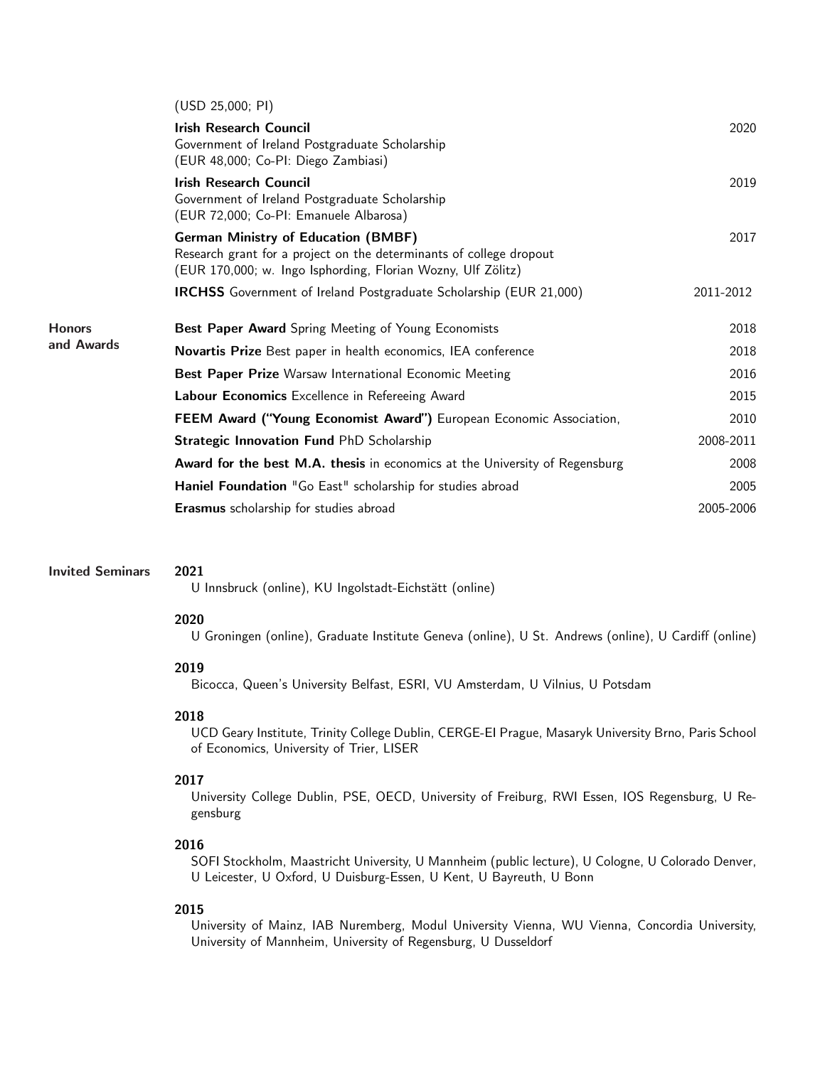(USD 25,000; PI)

**Irish Research Council** — 2020
Government of Ireland Postgraduate Scholarship
(EUR 48,000; Co-PI: Diego Zambiasi)

**Irish Research Council** — 2019
Government of Ireland Postgraduate Scholarship
(EUR 72,000; Co-PI: Emanuele Albarosa)

**German Ministry of Education (BMBF)** — 2017
Research grant for a project on the determinants of college dropout
(EUR 170,000; w. Ingo Isphording, Florian Wozny, Ulf Zölitz)

**IRCHSS** Government of Ireland Postgraduate Scholarship (EUR 21,000) — 2011-2012

## Honors and Awards

- **Best Paper Award** Spring Meeting of Young Economists — 2018
- **Novartis Prize** Best paper in health economics, IEA conference — 2018
- **Best Paper Prize** Warsaw International Economic Meeting — 2016
- **Labour Economics** Excellence in Refereeing Award — 2015
- **FEEM Award ("Young Economist Award")** European Economic Association, — 2010
- **Strategic Innovation Fund** PhD Scholarship — 2008-2011
- **Award for the best M.A. thesis** in economics at the University of Regensburg — 2008
- **Haniel Foundation** "Go East" scholarship for studies abroad — 2005
- **Erasmus** scholarship for studies abroad — 2005-2006

## Invited Seminars

**2021**
U Innsbruck (online), KU Ingolstadt-Eichstätt (online)

**2020**
U Groningen (online), Graduate Institute Geneva (online), U St. Andrews (online), U Cardiff (online)

**2019**
Bicocca, Queen's University Belfast, ESRI, VU Amsterdam, U Vilnius, U Potsdam

**2018**
UCD Geary Institute, Trinity College Dublin, CERGE-EI Prague, Masaryk University Brno, Paris School of Economics, University of Trier, LISER

**2017**
University College Dublin, PSE, OECD, University of Freiburg, RWI Essen, IOS Regensburg, U Regensburg

**2016**
SOFI Stockholm, Maastricht University, U Mannheim (public lecture), U Cologne, U Colorado Denver, U Leicester, U Oxford, U Duisburg-Essen, U Kent, U Bayreuth, U Bonn

**2015**
University of Mainz, IAB Nuremberg, Modul University Vienna, WU Vienna, Concordia University, University of Mannheim, University of Regensburg, U Dusseldorf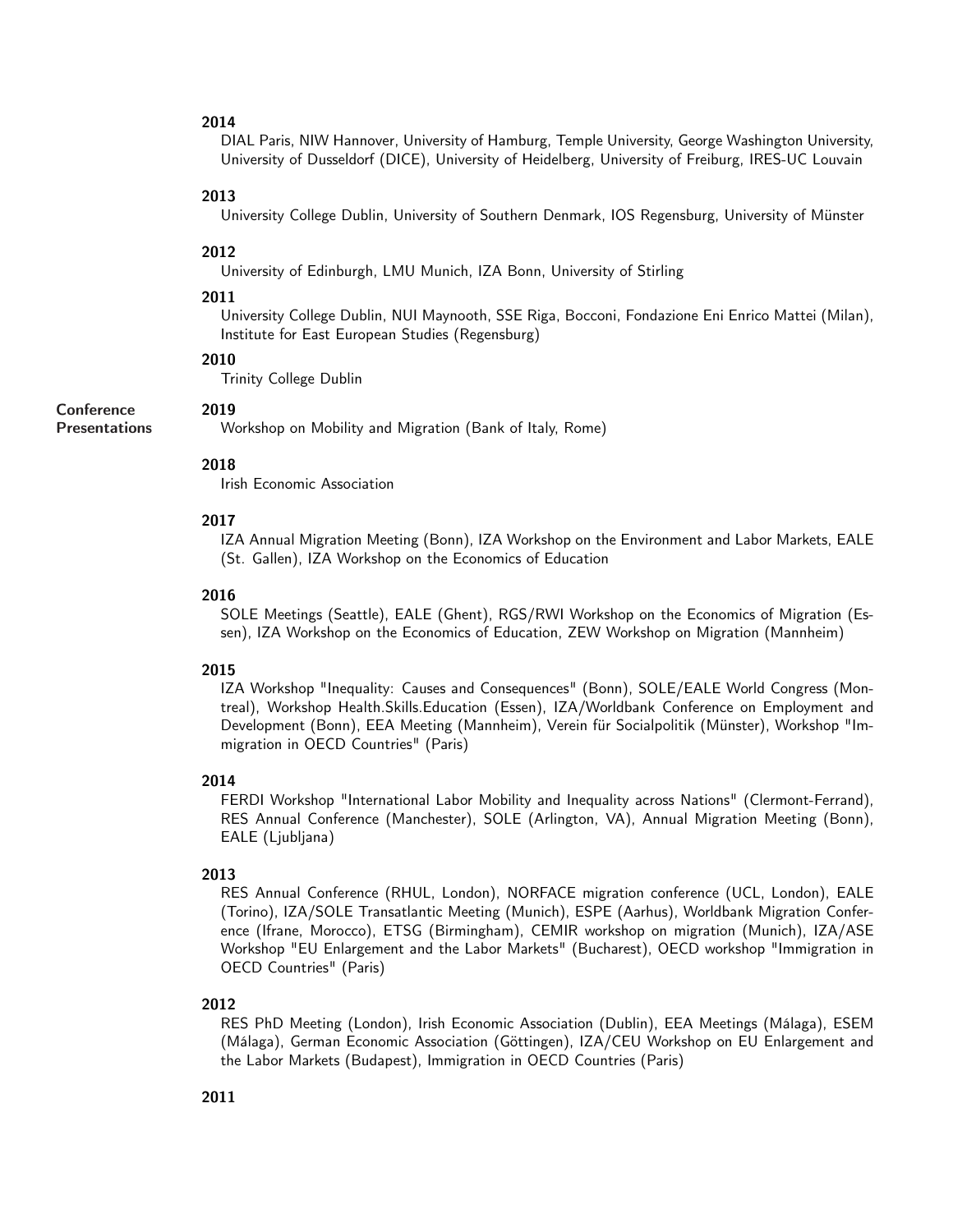**2014**

DIAL Paris, NIW Hannover, University of Hamburg, Temple University, George Washington University, University of Dusseldorf (DICE), University of Heidelberg, University of Freiburg, IRES-UC Louvain

**2013**

University College Dublin, University of Southern Denmark, IOS Regensburg, University of Münster

**2012**

University of Edinburgh, LMU Munich, IZA Bonn, University of Stirling

**2011**

University College Dublin, NUI Maynooth, SSE Riga, Bocconi, Fondazione Eni Enrico Mattei (Milan), Institute for East European Studies (Regensburg)

**2010**

Trinity College Dublin

## Conference Presentations

**2019**

Workshop on Mobility and Migration (Bank of Italy, Rome)

**2018**

Irish Economic Association

**2017**

IZA Annual Migration Meeting (Bonn), IZA Workshop on the Environment and Labor Markets, EALE (St. Gallen), IZA Workshop on the Economics of Education

**2016**

SOLE Meetings (Seattle), EALE (Ghent), RGS/RWI Workshop on the Economics of Migration (Essen), IZA Workshop on the Economics of Education, ZEW Workshop on Migration (Mannheim)

**2015**

IZA Workshop "Inequality: Causes and Consequences" (Bonn), SOLE/EALE World Congress (Montreal), Workshop Health.Skills.Education (Essen), IZA/Worldbank Conference on Employment and Development (Bonn), EEA Meeting (Mannheim), Verein für Socialpolitik (Münster), Workshop "Immigration in OECD Countries" (Paris)

**2014**

FERDI Workshop "International Labor Mobility and Inequality across Nations" (Clermont-Ferrand), RES Annual Conference (Manchester), SOLE (Arlington, VA), Annual Migration Meeting (Bonn), EALE (Ljubljana)

**2013**

RES Annual Conference (RHUL, London), NORFACE migration conference (UCL, London), EALE (Torino), IZA/SOLE Transatlantic Meeting (Munich), ESPE (Aarhus), Worldbank Migration Conference (Ifrane, Morocco), ETSG (Birmingham), CEMIR workshop on migration (Munich), IZA/ASE Workshop "EU Enlargement and the Labor Markets" (Bucharest), OECD workshop "Immigration in OECD Countries" (Paris)

**2012**

RES PhD Meeting (London), Irish Economic Association (Dublin), EEA Meetings (Málaga), ESEM (Málaga), German Economic Association (Göttingen), IZA/CEU Workshop on EU Enlargement and the Labor Markets (Budapest), Immigration in OECD Countries (Paris)

**2011**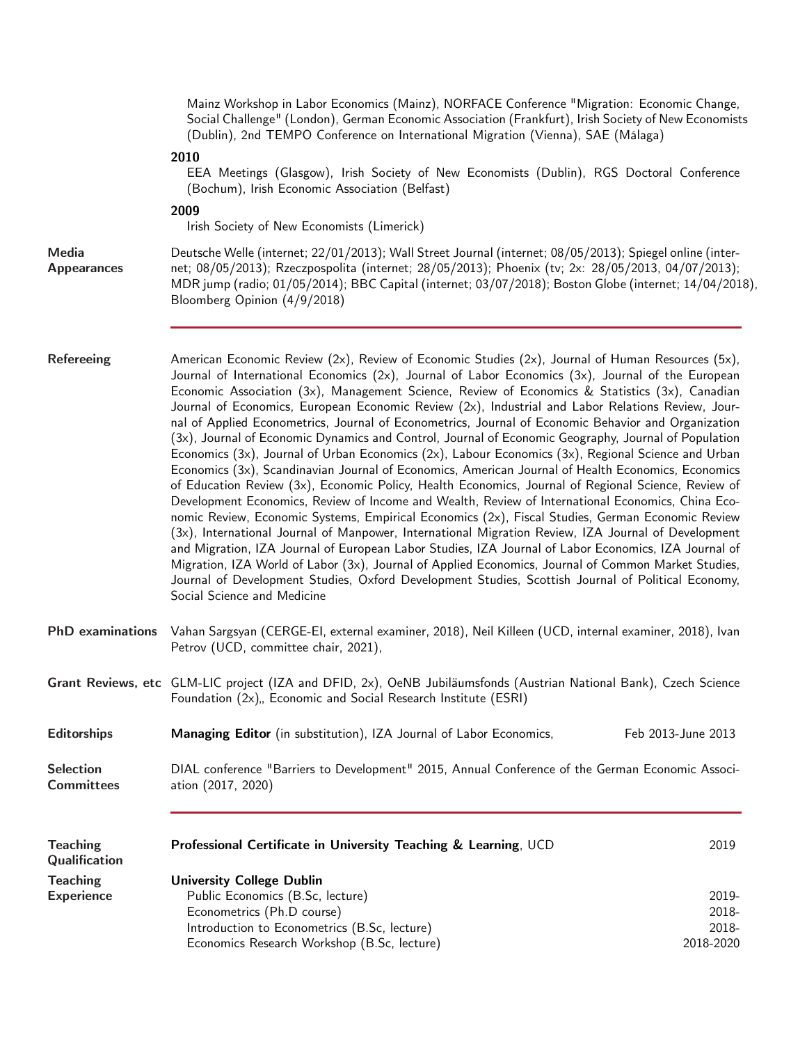Mainz Workshop in Labor Economics (Mainz), NORFACE Conference "Migration: Economic Change, Social Challenge" (London), German Economic Association (Frankfurt), Irish Society of New Economists (Dublin), 2nd TEMPO Conference on International Migration (Vienna), SAE (Málaga)

**2010**
EEA Meetings (Glasgow), Irish Society of New Economists (Dublin), RGS Doctoral Conference (Bochum), Irish Economic Association (Belfast)

**2009**
Irish Society of New Economists (Limerick)

**Media Appearances**
Deutsche Welle (internet; 22/01/2013); Wall Street Journal (internet; 08/05/2013); Spiegel online (internet; 08/05/2013); Rzeczpospolita (internet; 28/05/2013); Phoenix (tv; 2x: 28/05/2013, 04/07/2013); MDR jump (radio; 01/05/2014); BBC Capital (internet; 03/07/2018); Boston Globe (internet; 14/04/2018), Bloomberg Opinion (4/9/2018)

---

**Refereeing**
American Economic Review (2x), Review of Economic Studies (2x), Journal of Human Resources (5x), Journal of International Economics (2x), Journal of Labor Economics (3x), Journal of the European Economic Association (3x), Management Science, Review of Economics & Statistics (3x), Canadian Journal of Economics, European Economic Review (2x), Industrial and Labor Relations Review, Journal of Applied Econometrics, Journal of Econometrics, Journal of Economic Behavior and Organization (3x), Journal of Economic Dynamics and Control, Journal of Economic Geography, Journal of Population Economics (3x), Journal of Urban Economics (2x), Labour Economics (3x), Regional Science and Urban Economics (3x), Scandinavian Journal of Economics, American Journal of Health Economics, Economics of Education Review (3x), Economic Policy, Health Economics, Journal of Regional Science, Review of Development Economics, Review of Income and Wealth, Review of International Economics, China Economic Review, Economic Systems, Empirical Economics (2x), Fiscal Studies, German Economic Review (3x), International Journal of Manpower, International Migration Review, IZA Journal of Development and Migration, IZA Journal of European Labor Studies, IZA Journal of Labor Economics, IZA Journal of Migration, IZA World of Labor (3x), Journal of Applied Economics, Journal of Common Market Studies, Journal of Development Studies, Oxford Development Studies, Scottish Journal of Political Economy, Social Science and Medicine

**PhD examinations**
Vahan Sargsyan (CERGE-EI, external examiner, 2018), Neil Killeen (UCD, internal examiner, 2018), Ivan Petrov (UCD, committee chair, 2021),

**Grant Reviews, etc**
GLM-LIC project (IZA and DFID, 2x), OeNB Jubiläumsfonds (Austrian National Bank), Czech Science Foundation (2x),, Economic and Social Research Institute (ESRI)

**Editorships**
**Managing Editor** (in substitution), IZA Journal of Labor Economics, — Feb 2013-June 2013

**Selection Committees**
DIAL conference "Barriers to Development" 2015, Annual Conference of the German Economic Association (2017, 2020)

---

**Teaching Qualification**
**Professional Certificate in University Teaching & Learning**, UCD — 2019

**Teaching Experience**
**University College Dublin**

| Course | Years |
|---|---|
| Public Economics (B.Sc, lecture) | 2019- |
| Econometrics (Ph.D course) | 2018- |
| Introduction to Econometrics (B.Sc, lecture) | 2018- |
| Economics Research Workshop (B.Sc, lecture) | 2018-2020 |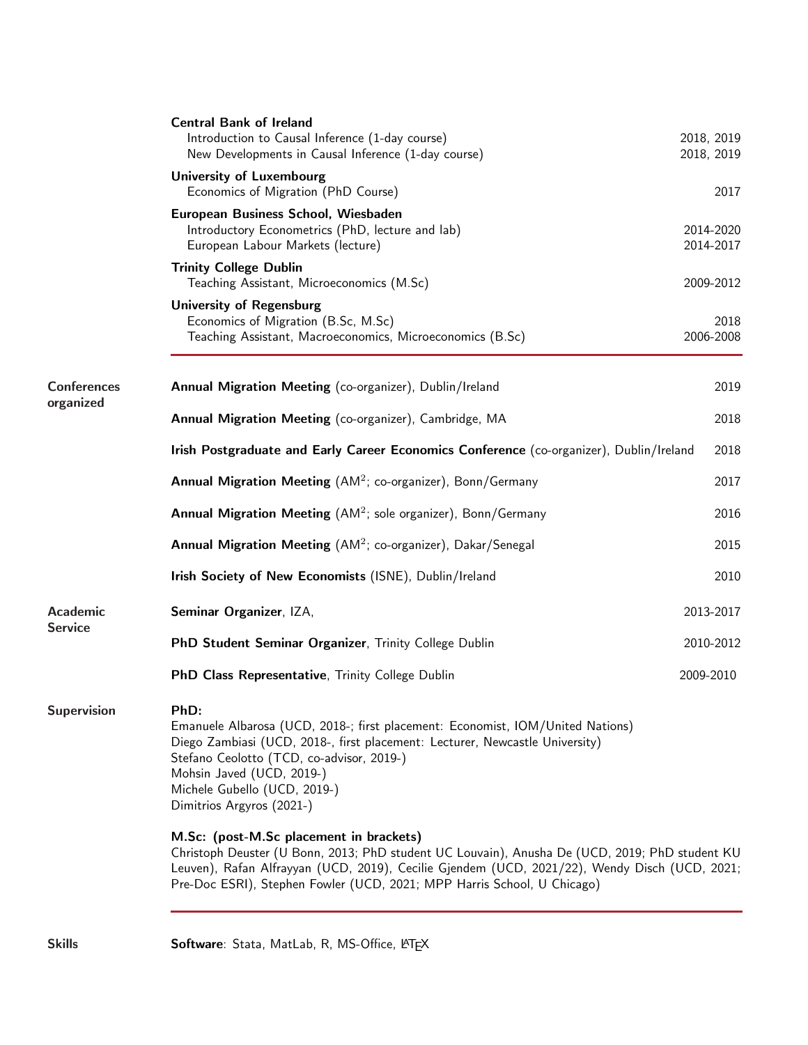**Central Bank of Ireland**
Introduction to Causal Inference (1-day course) — 2018, 2019
New Developments in Causal Inference (1-day course) — 2018, 2019

**University of Luxembourg**
Economics of Migration (PhD Course) — 2017

**European Business School, Wiesbaden**
Introductory Econometrics (PhD, lecture and lab) — 2014-2020
European Labour Markets (lecture) — 2014-2017

**Trinity College Dublin**
Teaching Assistant, Microeconomics (M.Sc) — 2009-2012

**University of Regensburg**
Economics of Migration (B.Sc, M.Sc) — 2018
Teaching Assistant, Macroeconomics, Microeconomics (B.Sc) — 2006-2008

---

## Conferences organized

**Annual Migration Meeting** (co-organizer), Dublin/Ireland — 2019

**Annual Migration Meeting** (co-organizer), Cambridge, MA — 2018

**Irish Postgraduate and Early Career Economics Conference** (co-organizer), Dublin/Ireland — 2018

**Annual Migration Meeting** (AM$^2$; co-organizer), Bonn/Germany — 2017

**Annual Migration Meeting** (AM$^2$; sole organizer), Bonn/Germany — 2016

**Annual Migration Meeting** (AM$^2$; co-organizer), Dakar/Senegal — 2015

**Irish Society of New Economists** (ISNE), Dublin/Ireland — 2010

## Academic Service

**Seminar Organizer**, IZA, — 2013-2017

**PhD Student Seminar Organizer**, Trinity College Dublin — 2010-2012

**PhD Class Representative**, Trinity College Dublin — 2009-2010

## Supervision

**PhD:**
Emanuele Albarosa (UCD, 2018-; first placement: Economist, IOM/United Nations)
Diego Zambiasi (UCD, 2018-, first placement: Lecturer, Newcastle University)
Stefano Ceolotto (TCD, co-advisor, 2019-)
Mohsin Javed (UCD, 2019-)
Michele Gubello (UCD, 2019-)
Dimitrios Argyros (2021-)

**M.Sc: (post-M.Sc placement in brackets)**
Christoph Deuster (U Bonn, 2013; PhD student UC Louvain), Anusha De (UCD, 2019; PhD student KU Leuven), Rafan Alfrayyan (UCD, 2019), Cecilie Gjendem (UCD, 2021/22), Wendy Disch (UCD, 2021; Pre-Doc ESRI), Stephen Fowler (UCD, 2021; MPP Harris School, U Chicago)

---

## Skills

**Software**: Stata, MatLab, R, MS-Office, LaTeX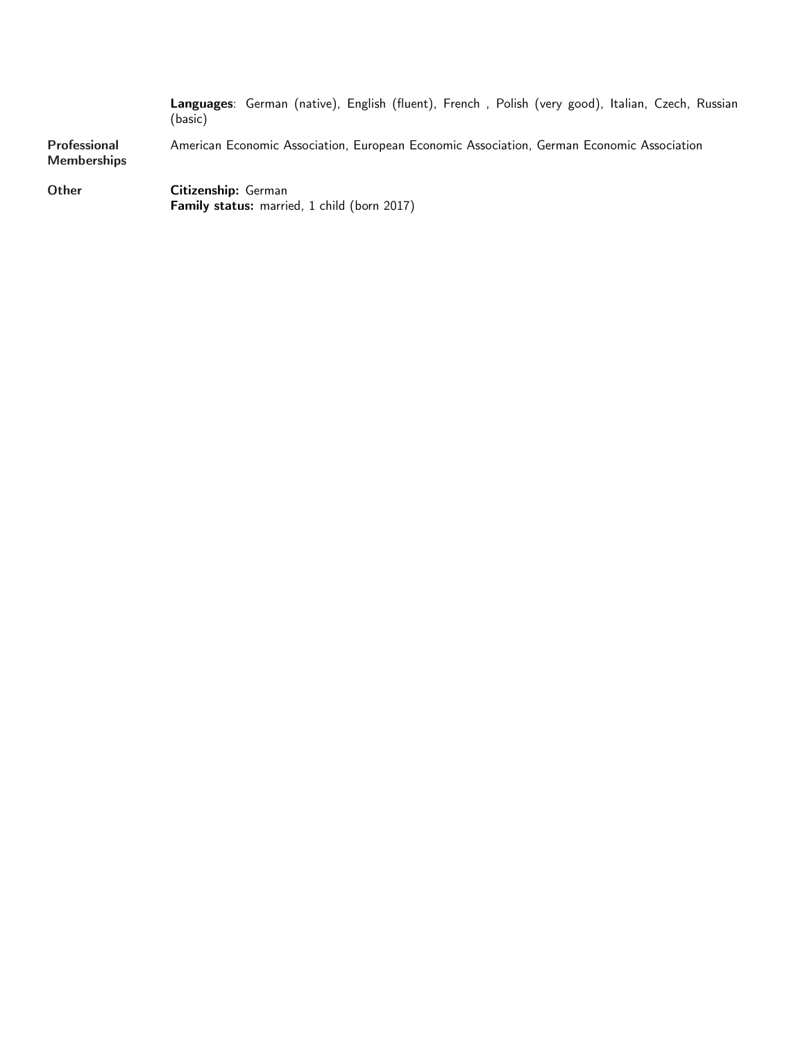**Languages**: German (native), English (fluent), French , Polish (very good), Italian, Czech, Russian (basic)

**Professional Memberships**

American Economic Association, European Economic Association, German Economic Association

**Other**

**Citizenship:** German
**Family status:** married, 1 child (born 2017)